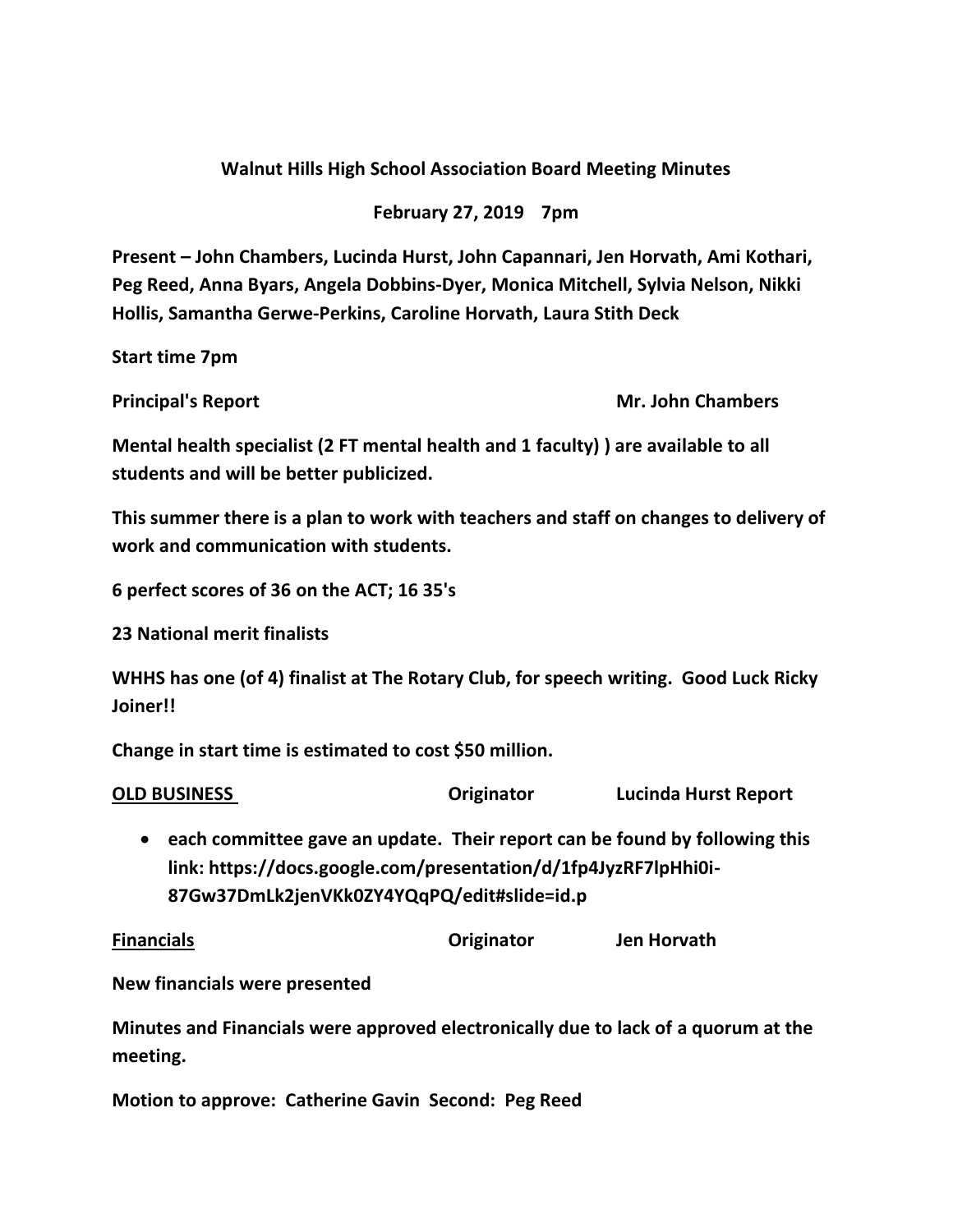**Walnut Hills High School Association Board Meeting Minutes**

**February 27, 2019 7pm**

**Present – John Chambers, Lucinda Hurst, John Capannari, Jen Horvath, Ami Kothari, Peg Reed, Anna Byars, Angela Dobbins-Dyer, Monica Mitchell, Sylvia Nelson, Nikki Hollis, Samantha Gerwe-Perkins, Caroline Horvath, Laura Stith Deck**

**Start time 7pm**

**Principal's Report** **Mr. John Chambers**

**Mental health specialist (2 FT mental health and 1 faculty) ) are available to all students and will be better publicized.**

**This summer there is a plan to work with teachers and staff on changes to delivery of work and communication with students.**

**6 perfect scores of 36 on the ACT; 16 35's**

**23 National merit finalists**

**WHHS has one (of 4) finalist at The Rotary Club, for speech writing. Good Luck Ricky Joiner!!**

**Change in start time is estimated to cost $50 million.**

**OLD BUSINESS** **Originator** **Lucinda Hurst Report**

- **each committee gave an update. Their report can be found by following this link: https://docs.google.com/presentation/d/1fp4JyzRF7lpHhi0i-87Gw37DmLk2jenVKk0ZY4YQqPQ/edit#slide=id.p**

**Financials** **Originator** **Jen Horvath**

**New financials were presented**

**Minutes and Financials were approved electronically due to lack of a quorum at the meeting.**

**Motion to approve: Catherine Gavin Second: Peg Reed**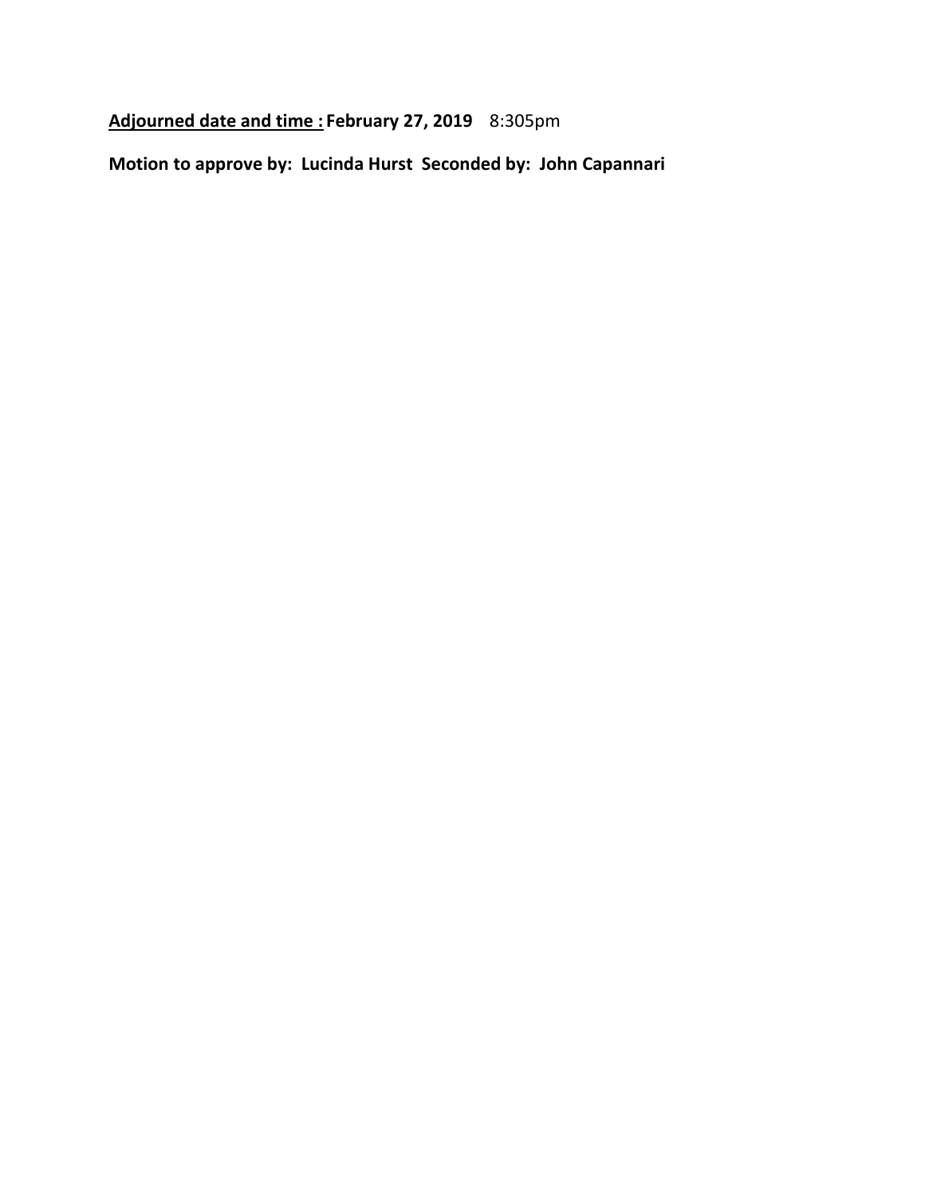**<u>Adjourned date and time :</u> February 27, 2019** 8:305pm

**Motion to approve by: Lucinda Hurst Seconded by: John Capannari**